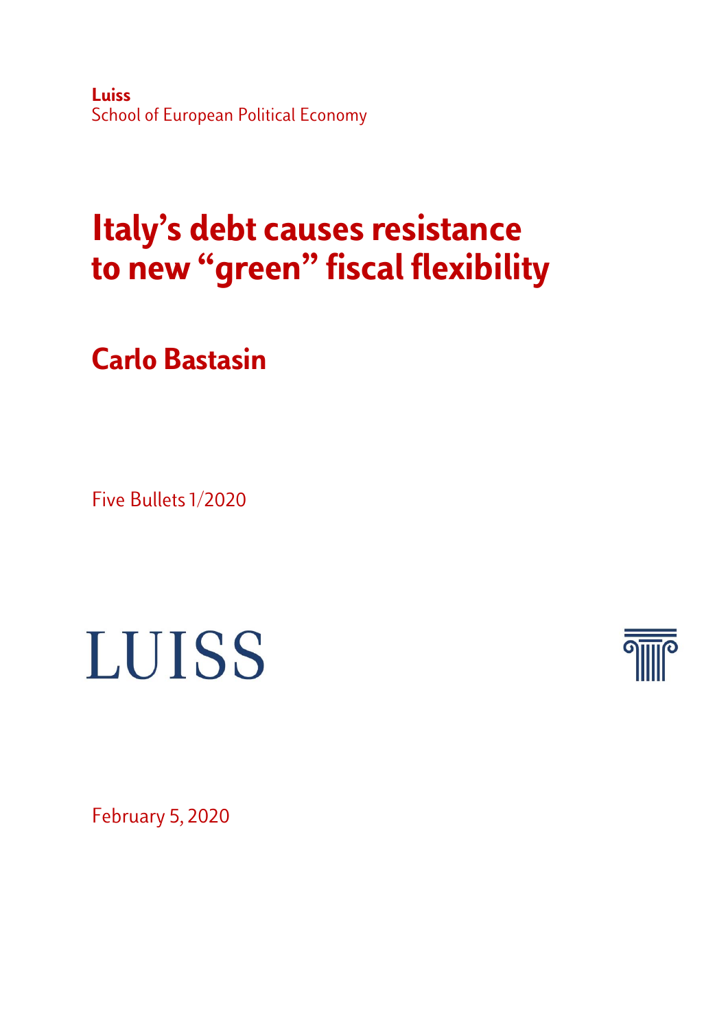**Luiss**
School of European Political Economy

# Italy's debt causes resistance to new "green" fiscal flexibility

## Carlo Bastasin

Five Bullets 1/2020

LUISS

February 5, 2020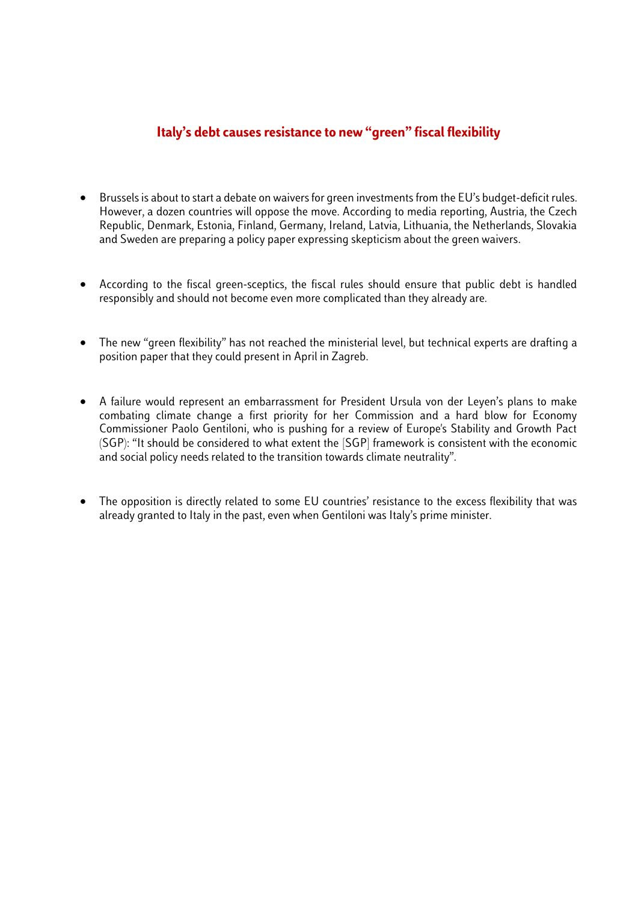## Italy's debt causes resistance to new "green" fiscal flexibility

- Brussels is about to start a debate on waivers for green investments from the EU's budget-deficit rules. However, a dozen countries will oppose the move. According to media reporting, Austria, the Czech Republic, Denmark, Estonia, Finland, Germany, Ireland, Latvia, Lithuania, the Netherlands, Slovakia and Sweden are preparing a policy paper expressing skepticism about the green waivers.

- According to the fiscal green-sceptics, the fiscal rules should ensure that public debt is handled responsibly and should not become even more complicated than they already are.

- The new "green flexibility" has not reached the ministerial level, but technical experts are drafting a position paper that they could present in April in Zagreb.

- A failure would represent an embarrassment for President Ursula von der Leyen's plans to make combating climate change a first priority for her Commission and a hard blow for Economy Commissioner Paolo Gentiloni, who is pushing for a review of Europe's Stability and Growth Pact (SGP): "It should be considered to what extent the [SGP] framework is consistent with the economic and social policy needs related to the transition towards climate neutrality".

- The opposition is directly related to some EU countries' resistance to the excess flexibility that was already granted to Italy in the past, even when Gentiloni was Italy's prime minister.